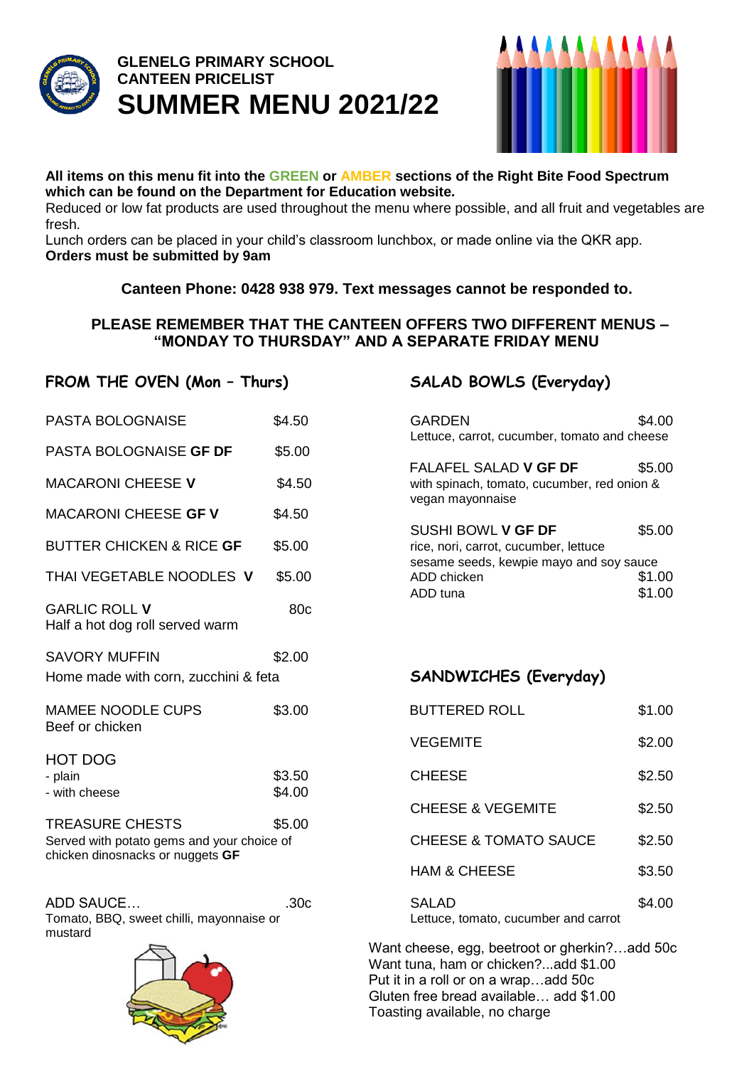# GLENELG PRIMARY SCHOOL
## CANTEEN PRICELIST
# SUMMER MENU 2021/22

**All items on this menu fit into the GREEN or AMBER sections of the Right Bite Food Spectrum which can be found on the Department for Education website.**
Reduced or low fat products are used throughout the menu where possible, and all fruit and vegetables are fresh.
Lunch orders can be placed in your child's classroom lunchbox, or made online via the QKR app.
**Orders must be submitted by 9am**

**Canteen Phone: 0428 938 979. Text messages cannot be responded to.**

**PLEASE REMEMBER THAT THE CANTEEN OFFERS TWO DIFFERENT MENUS – "MONDAY TO THURSDAY" AND A SEPARATE FRIDAY MENU**

## FROM THE OVEN (Mon – Thurs)

| Item | Price |
|---|---|
| PASTA BOLOGNAISE | $4.50 |
| PASTA BOLOGNAISE **GF DF** | $5.00 |
| MACARONI CHEESE **V** | $4.50 |
| MACARONI CHEESE **GF V** | $4.50 |
| BUTTER CHICKEN & RICE **GF** | $5.00 |
| THAI VEGETABLE NOODLES **V** | $5.00 |
| GARLIC ROLL **V**<br>Half a hot dog roll served warm | 80c |
| SAVORY MUFFIN<br>Home made with corn, zucchini & feta | $2.00 |
| MAMEE NOODLE CUPS<br>Beef or chicken | $3.00 |
| HOT DOG | |
| - plain | $3.50 |
| - with cheese | $4.00 |
| TREASURE CHESTS<br>Served with potato gems and your choice of chicken dinosnacks or nuggets **GF** | $5.00 |
| ADD SAUCE…<br>Tomato, BBQ, sweet chilli, mayonnaise or mustard | .30c |

## SALAD BOWLS (Everyday)

| Item | Price |
|---|---|
| GARDEN<br>Lettuce, carrot, cucumber, tomato and cheese | $4.00 |
| FALAFEL SALAD **V GF DF**<br>with spinach, tomato, cucumber, red onion & vegan mayonnaise | $5.00 |
| SUSHI BOWL **V GF DF**<br>rice, nori, carrot, cucumber, lettuce sesame seeds, kewpie mayo and soy sauce | $5.00 |
| ADD chicken | $1.00 |
| ADD tuna | $1.00 |

## SANDWICHES (Everyday)

| Item | Price |
|---|---|
| BUTTERED ROLL | $1.00 |
| VEGEMITE | $2.00 |
| CHEESE | $2.50 |
| CHEESE & VEGEMITE | $2.50 |
| CHEESE & TOMATO SAUCE | $2.50 |
| HAM & CHEESE | $3.50 |
| SALAD<br>Lettuce, tomato, cucumber and carrot | $4.00 |

Want cheese, egg, beetroot or gherkin?…add 50c
Want tuna, ham or chicken?...add $1.00
Put it in a roll or on a wrap…add 50c
Gluten free bread available… add $1.00
Toasting available, no charge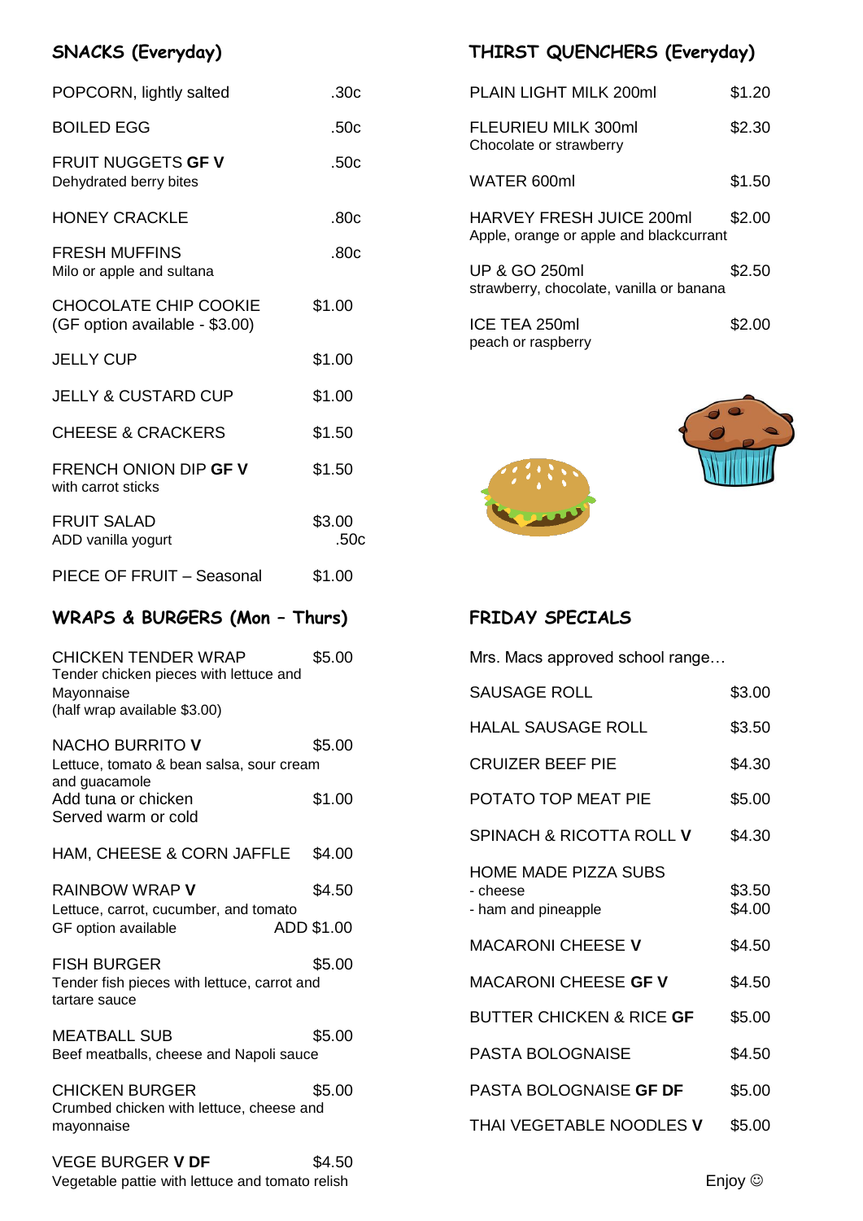## SNACKS (Everyday)

| | |
|---|---|
| POPCORN, lightly salted | .30c |
| BOILED EGG | .50c |
| FRUIT NUGGETS **GF V**<br>Dehydrated berry bites | .50c |
| HONEY CRACKLE | .80c |
| FRESH MUFFINS<br>Milo or apple and sultana | .80c |
| CHOCOLATE CHIP COOKIE<br>(GF option available - $3.00) | $1.00 |
| JELLY CUP | $1.00 |
| JELLY & CUSTARD CUP | $1.00 |
| CHEESE & CRACKERS | $1.50 |
| FRENCH ONION DIP **GF V**<br>with carrot sticks | $1.50 |
| FRUIT SALAD<br>ADD vanilla yogurt | $3.00<br>.50c |
| PIECE OF FRUIT – Seasonal | $1.00 |

## WRAPS & BURGERS (Mon – Thurs)

| | |
|---|---|
| CHICKEN TENDER WRAP<br>Tender chicken pieces with lettuce and Mayonnaise<br>(half wrap available $3.00) | $5.00 |
| NACHO BURRITO **V**<br>Lettuce, tomato & bean salsa, sour cream and guacamole<br>Add tuna or chicken<br>Served warm or cold | $5.00<br><br>$1.00 |
| HAM, CHEESE & CORN JAFFLE | $4.00 |
| RAINBOW WRAP **V**<br>Lettuce, carrot, cucumber, and tomato<br>GF option available | $4.50<br><br>ADD $1.00 |
| FISH BURGER<br>Tender fish pieces with lettuce, carrot and tartare sauce | $5.00 |
| MEATBALL SUB<br>Beef meatballs, cheese and Napoli sauce | $5.00 |
| CHICKEN BURGER<br>Crumbed chicken with lettuce, cheese and mayonnaise | $5.00 |
| VEGE BURGER **V DF**<br>Vegetable pattie with lettuce and tomato relish | $4.50 |

## THIRST QUENCHERS (Everyday)

| | |
|---|---|
| PLAIN LIGHT MILK 200ml | $1.20 |
| FLEURIEU MILK 300ml<br>Chocolate or strawberry | $2.30 |
| WATER 600ml | $1.50 |
| HARVEY FRESH JUICE 200ml<br>Apple, orange or apple and blackcurrant | $2.00 |
| UP & GO 250ml<br>strawberry, chocolate, vanilla or banana | $2.50 |
| ICE TEA 250ml<br>peach or raspberry | $2.00 |

## FRIDAY SPECIALS

Mrs. Macs approved school range…

| | |
|---|---|
| SAUSAGE ROLL | $3.00 |
| HALAL SAUSAGE ROLL | $3.50 |
| CRUIZER BEEF PIE | $4.30 |
| POTATO TOP MEAT PIE | $5.00 |
| SPINACH & RICOTTA ROLL **V** | $4.30 |
| HOME MADE PIZZA SUBS<br>- cheese<br>- ham and pineapple | <br>$3.50<br>$4.00 |
| MACARONI CHEESE **V** | $4.50 |
| MACARONI CHEESE **GF V** | $4.50 |
| BUTTER CHICKEN & RICE **GF** | $5.00 |
| PASTA BOLOGNAISE | $4.50 |
| PASTA BOLOGNAISE **GF DF** | $5.00 |
| THAI VEGETABLE NOODLES **V** | $5.00 |

Enjoy ☺